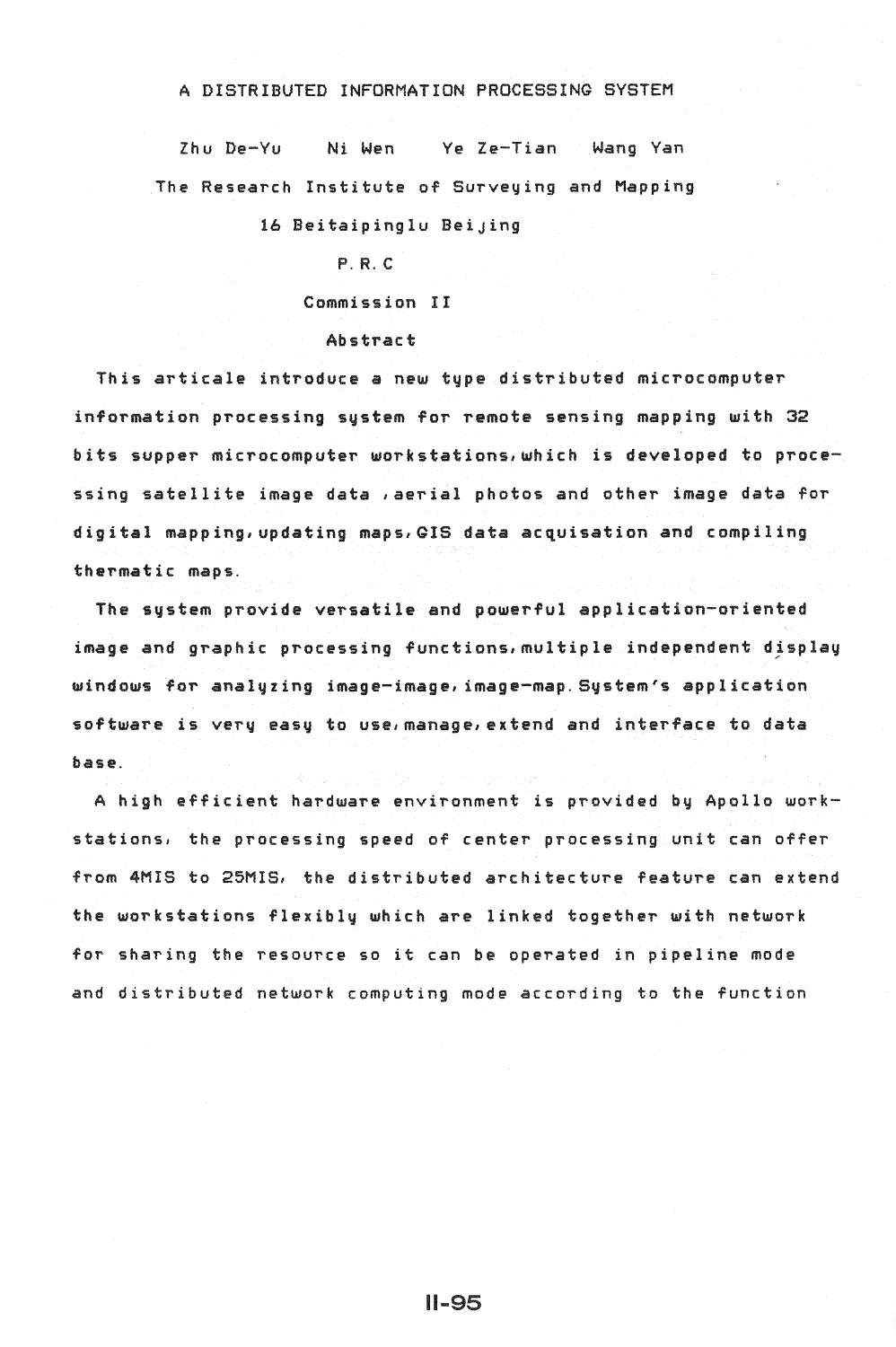# A DISTRIBUTED INFORMATION PROCESSING SYSTEM

Zhu De-Yu     Ni Wen     Ye Ze-Tian     Wang Yan

The Research Institute of Surveying and Mapping

16 Beitaipinglu Beijing

P. R. C

Commission II

## Abstract

This articale introduce a new type distributed microcomputer information processing system for remote sensing mapping with 32 bits supper microcomputer workstations, which is developed to processing satellite image data , aerial photos and other image data for digital mapping, updating maps, GIS data acquisation and compiling thermatic maps.

The system provide versatile and powerful application-oriented image and graphic processing functions, multiple independent display windows for analyzing image-image, image-map. System's application software is very easy to use, manage, extend and interface to data base.

A high efficient hardware environment is provided by Apollo workstations, the processing speed of center processing unit can offer from 4MIS to 25MIS, the distributed architecture feature can extend the workstations flexibly which are linked together with network for sharing the resource so it can be operated in pipeline mode and distributed network computing mode according to the function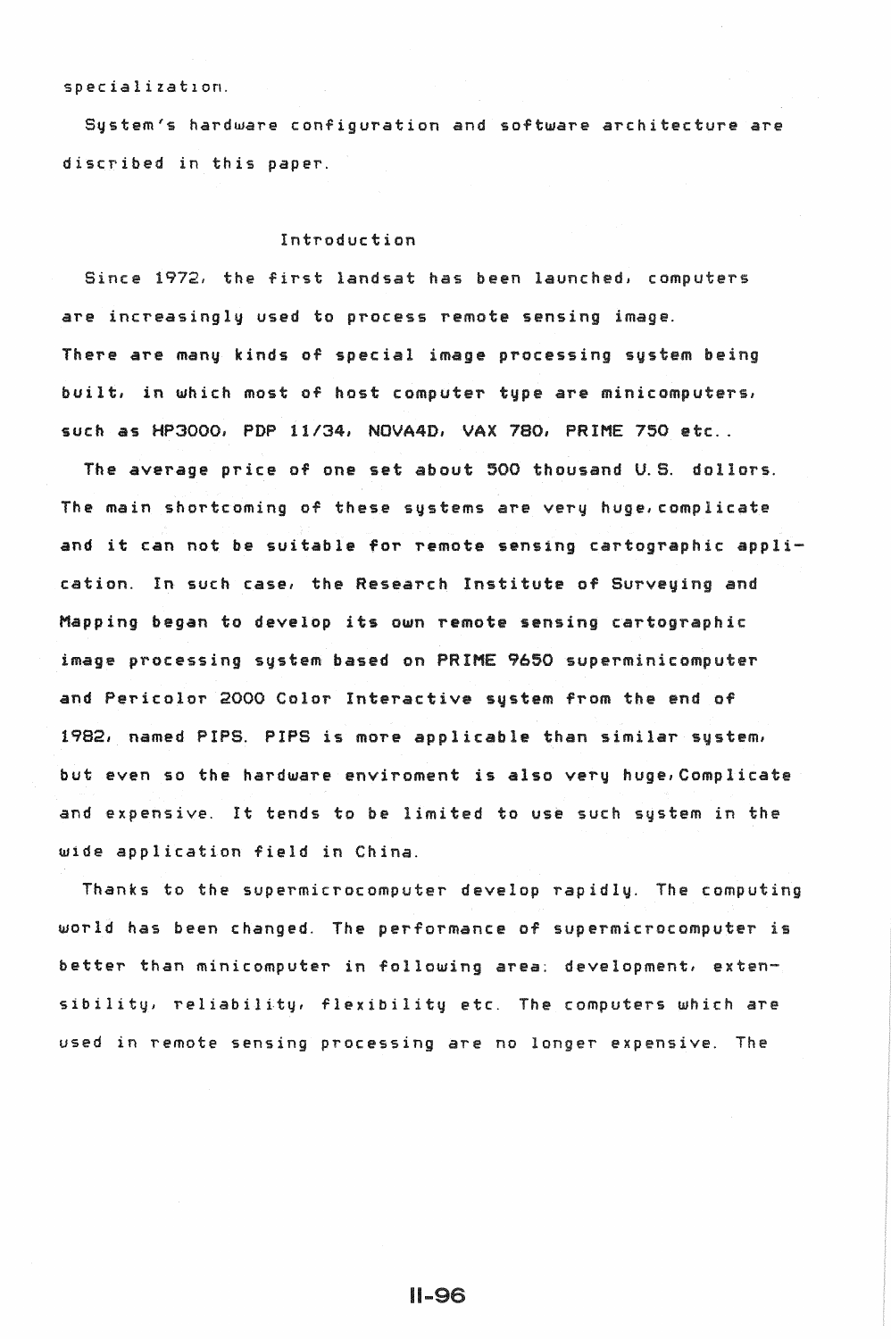specialization.

System's hardware configuration and software architecture are discribed in this paper.

## Introduction

Since 1972, the first landsat has been launched, computers are increasingly used to process remote sensing image. There are many kinds of special image processing system being built, in which most of host computer type are minicomputers, such as HP3000, PDP 11/34, NOVA4D, VAX 780, PRIME 750 etc..

The average price of one set about 500 thousand U.S. dollors. The main shortcoming of these systems are very huge, complicate and it can not be suitable for remote sensing cartographic application. In such case, the Research Institute of Surveying and Mapping began to develop its own remote sensing cartographic image processing system based on PRIME 9650 superminicomputer and Pericolor 2000 Color Interactive system from the end of 1982, named PIPS. PIPS is more applicable than similar system, but even so the hardware enviroment is also very huge, Complicate and expensive. It tends to be limited to use such system in the wide application field in China.

Thanks to the supermicrocomputer develop rapidly. The computing world has been changed. The performance of supermicrocomputer is better than minicomputer in following area: development, extensibility, reliability, flexibility etc. The computers which are used in remote sensing processing are no longer expensive. The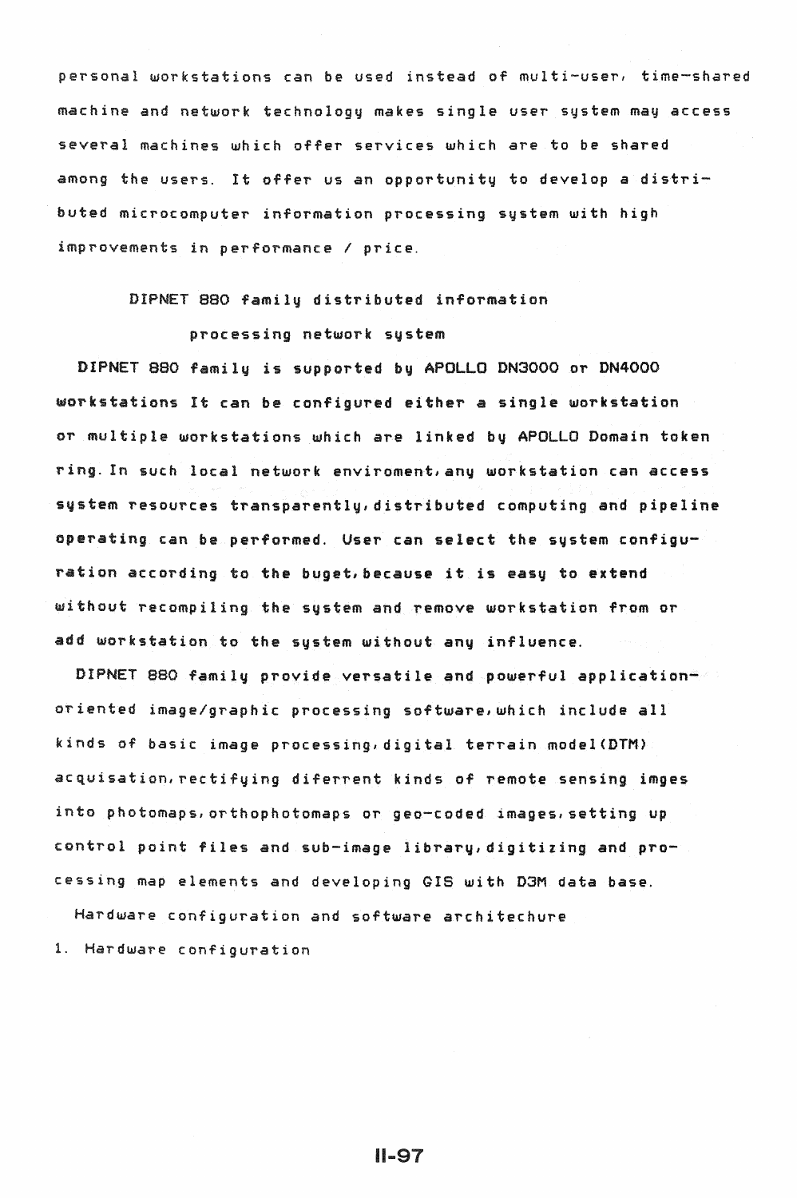personal workstations can be used instead of multi-user, time-shared machine and network technology makes single user system may access several machines which offer services which are to be shared among the users. It offer us an opportunity to develop a distributed microcomputer information processing system with high improvements in performance / price.

## DIPNET 880 family distributed information processing network system

DIPNET 880 family is supported by APOLLO DN3000 or DN4000 workstations It can be configured either a single workstation or multiple workstations which are linked by APOLLO Domain token ring. In such local network enviroment, any workstation can access system resources transparently, distributed computing and pipeline operating can be performed. User can select the system configuration according to the buget, because it is easy to extend without recompiling the system and remove workstation from or add workstation to the system without any influence.

DIPNET 880 family provide versatile and powerful application-oriented image/graphic processing software, which include all kinds of basic image processing, digital terrain model(DTM) acquisation, rectifying diferrent kinds of remote sensing imges into photomaps, orthophotomaps or geo-coded images, setting up control point files and sub-image library, digitizing and processing map elements and developing GIS with D3M data base.

## Hardware configuration and software architechure

1. Hardware configuration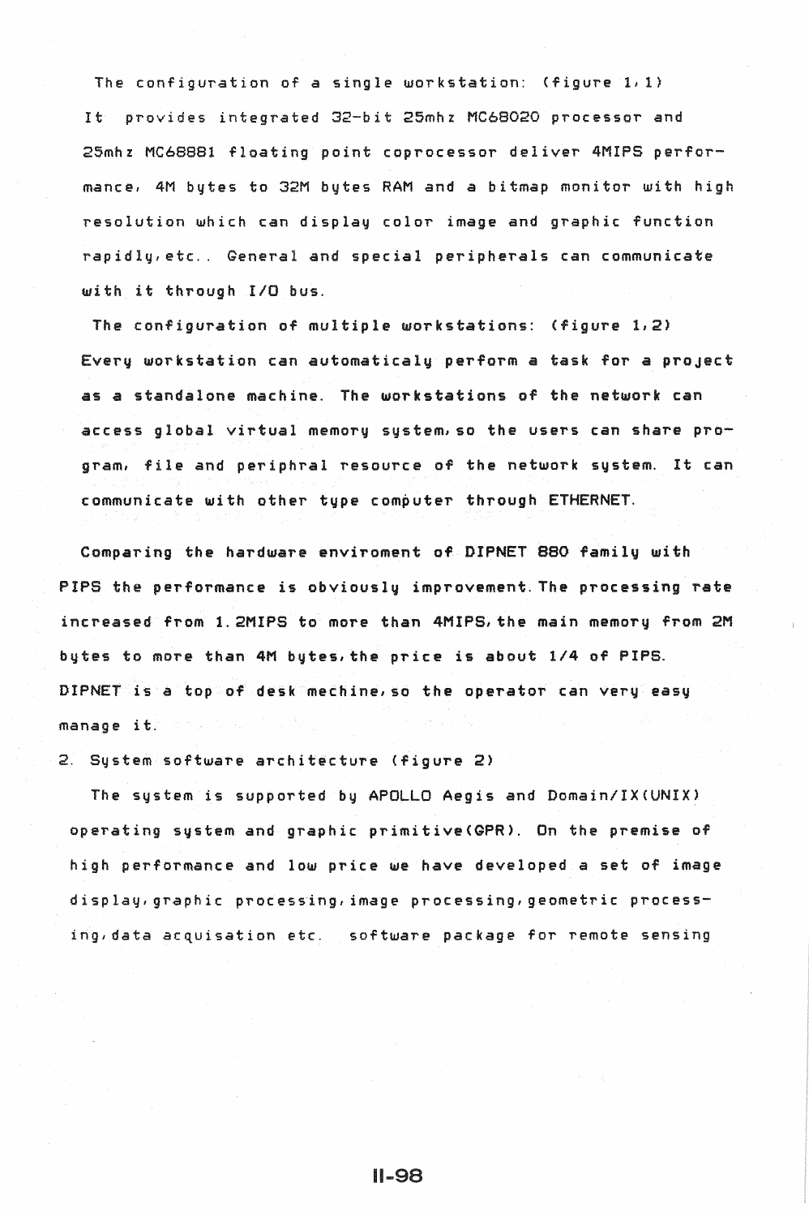The configuration of a single workstation: (figure 1,1)
It provides integrated 32-bit 25mhz MC68020 processor and 25mhz MC68881 floating point coprocessor deliver 4MIPS performance, 4M bytes to 32M bytes RAM and a bitmap monitor with high resolution which can display color image and graphic function rapidly,etc.. General and special peripherals can communicate with it through I/O bus.

The configuration of multiple workstations: (figure 1,2)
Every workstation can automaticaly perform a task for a project as a standalone machine. The workstations of the network can access global virtual memory system,so the users can share program, file and periphral resource of the network system. It can communicate with other type computer through ETHERNET.

Comparing the hardware enviroment of DIPNET 880 family with PIPS the performance is obviously improvement.The processing rate increased from 1.2MIPS to more than 4MIPS,the main memory from 2M bytes to more than 4M bytes,the price is about 1/4 of PIPS. DIPNET is a top of desk mechine,so the operator can very easy manage it.

2. System software architecture (figure 2)

The system is supported by APOLLO Aegis and Domain/IX(UNIX) operating system and graphic primitive(GPR). On the premise of high performance and low price we have developed a set of image display,graphic processing,image processing,geometric processing,data acquisation etc. software package for remote sensing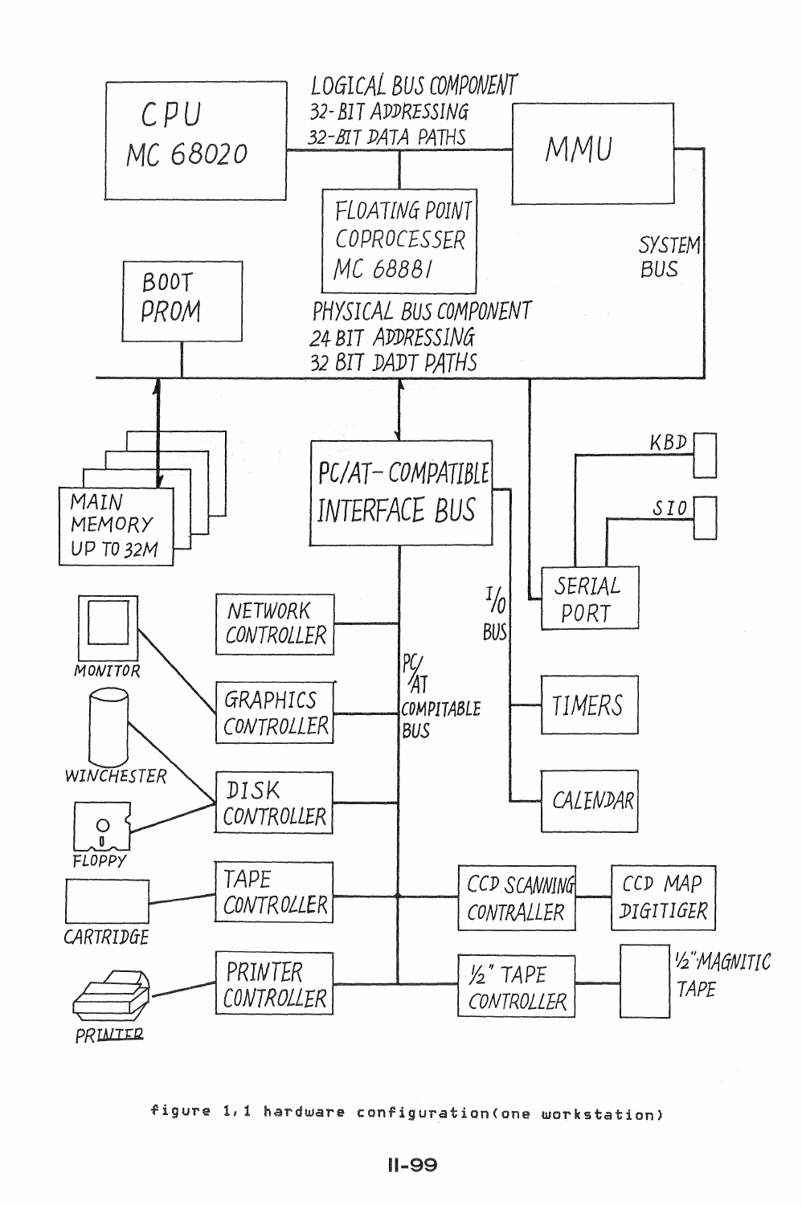CPU
MC 68020

LOGICAL BUS COMPONENT
32-BIT ADDRESSING
32-BIT DATA PATHS

MMU

FLOATING POINT
COPROCESSER
MC 68881

SYSTEM
BUS

BOOT
PROM

PHYSICAL BUS COMPONENT
24 BIT ADDRESSING
32 BIT DADT PATHS

MAIN
MEMORY
UP TO 32M

PC/AT- COMPATIBLE
INTERFACE BUS

KBD

SIO

SERIAL
PORT

I/O
BUS

PC/AT
COMPITABLE
BUS

MONITOR

NETWORK
CONTROLLER

GRAPHICS
CONTROLLER

TIMERS

WINCHESTER

DISK
CONTROLLER

CALENDAR

FLOPPY

CARTRIDGE

TAPE
CONTROLLER

CCD SCANNING
CONTRALLER

CCD MAP
DIGITIGER

PRINTER

PRINTER
CONTROLLER

½" TAPE
CONTROLLER

½"MAGNITIC
TAPE

figure 1.1 hardware configuration(one workstation)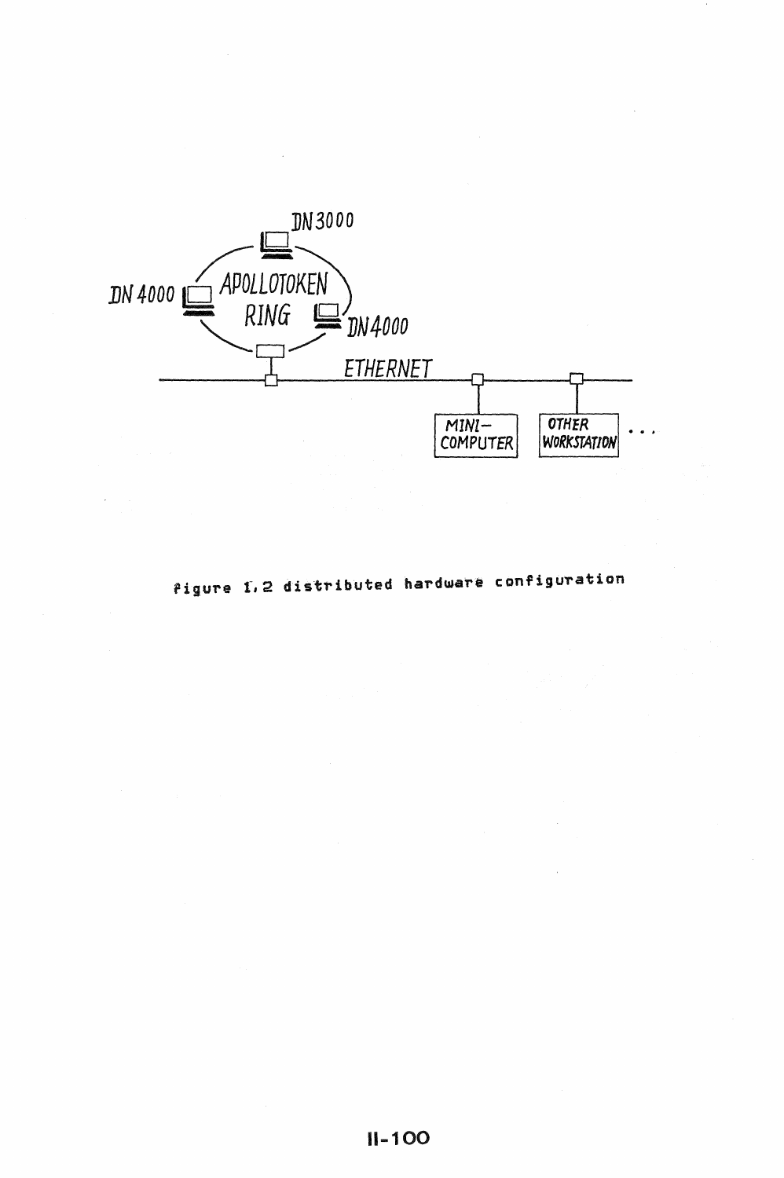figure 1.2 distributed hardware configuration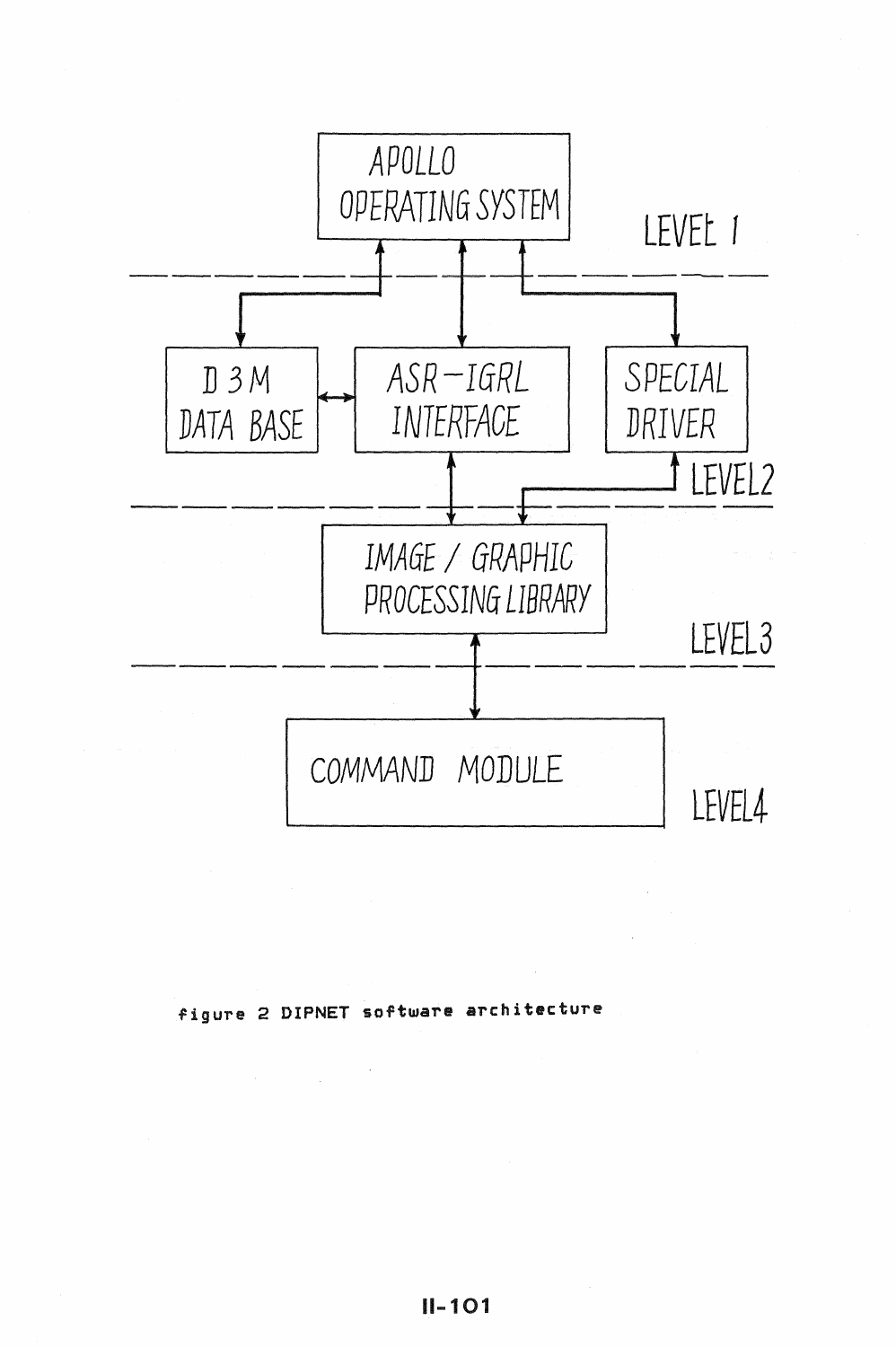APOLLO OPERATING SYSTEM

LEVEL 1

D 3 M DATA BASE

ASR-IGRL INTERFACE

SPECIAL DRIVER

LEVEL2

IMAGE / GRAPHIC PROCESSING LIBRARY

LEVEL3

COMMAND MODULE

LEVEL4

figure 2 DIPNET software architecture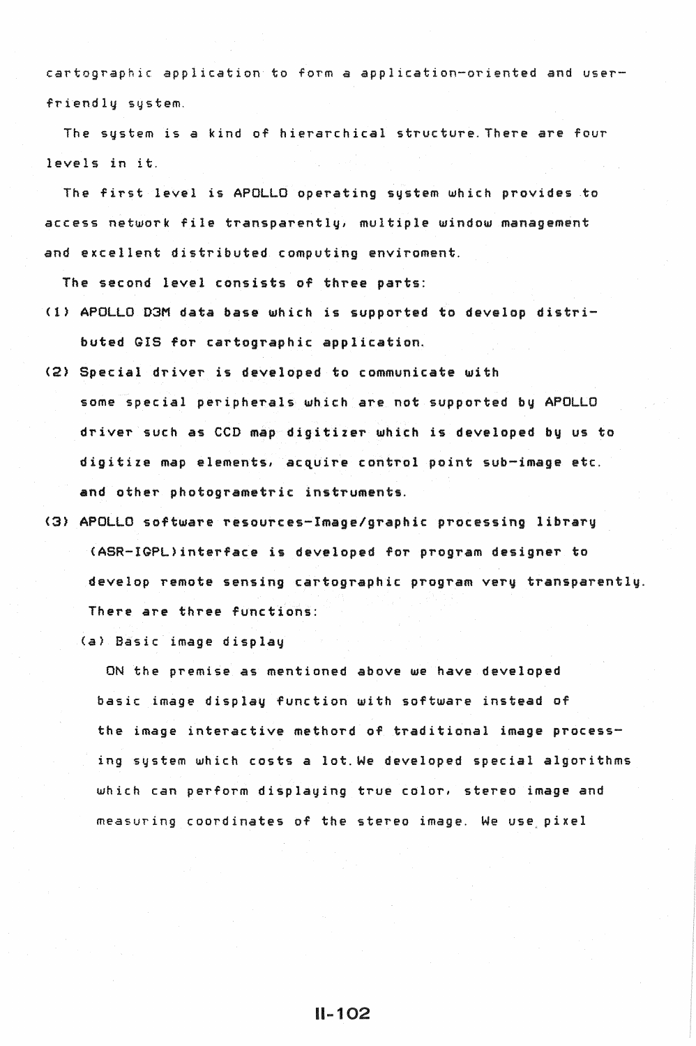cartographic application to form a application-oriented and user-friendly system.

The system is a kind of hierarchical structure. There are four levels in it.

The first level is APOLLO operating system which provides to access network file transparently, multiple window management and excellent distributed computing enviroment.

The second level consists of three parts:

(1) APOLLO D3M data base which is supported to develop distributed GIS for cartographic application.

(2) Special driver is developed to communicate with some special peripherals which are not supported by APOLLO driver such as CCD map digitizer which is developed by us to digitize map elements, acquire control point sub-image etc. and other photogrametric instruments.

(3) APOLLO software resources-Image/graphic processing library (ASR-IGPL) interface is developed for program designer to develop remote sensing cartographic program very transparently. There are three functions:

(a) Basic image display

ON the premise as mentioned above we have developed basic image display function with software instead of the image interactive methord of traditional image processing system which costs a lot. We developed special algorithms which can perform displaying true color, stereo image and measuring coordinates of the stereo image. We use pixel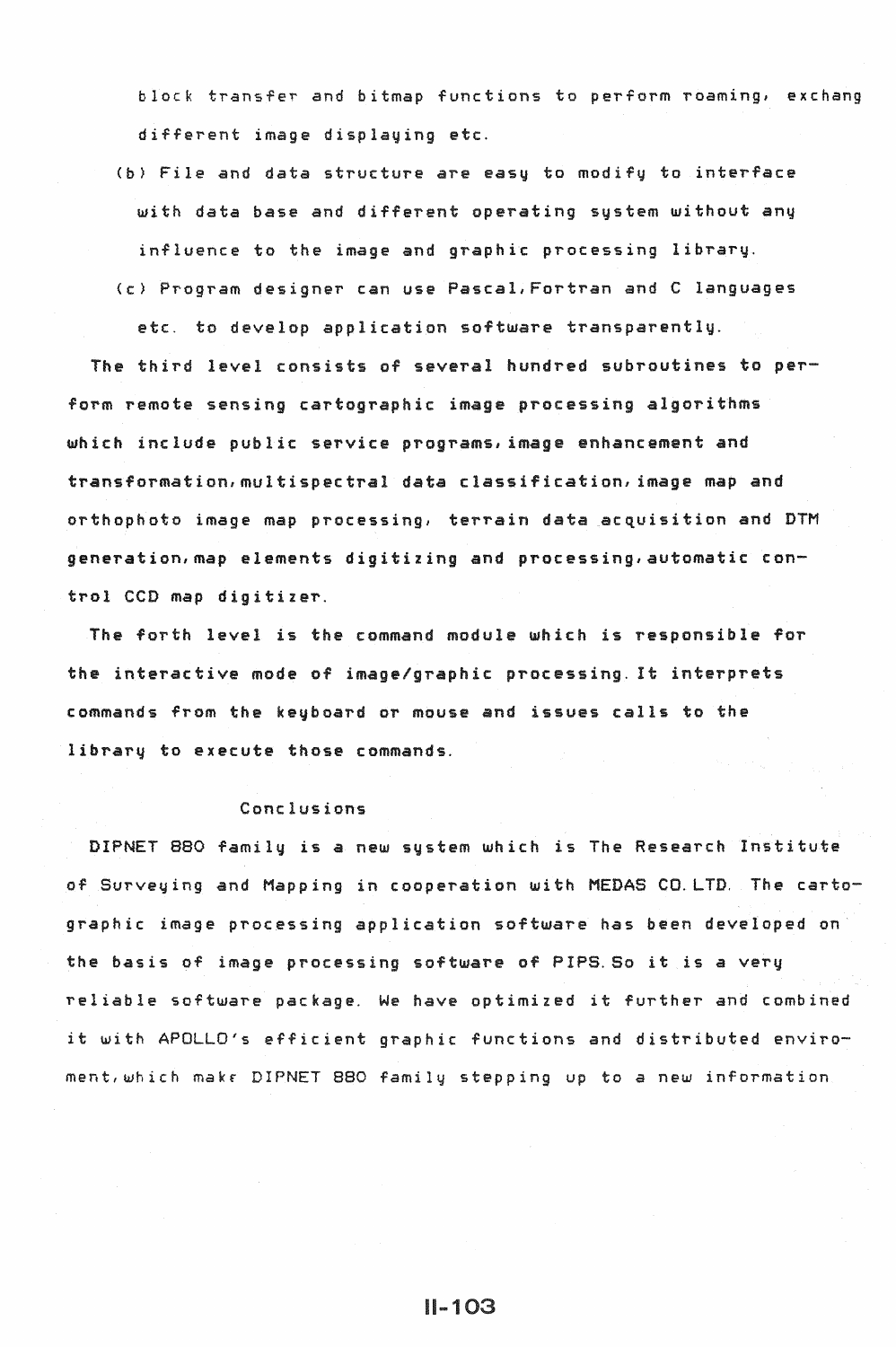block transfer and bitmap functions to perform roaming, exchang different image displaying etc.

(b) File and data structure are easy to modify to interface with data base and different operating system without any influence to the image and graphic processing library.

(c) Program designer can use Pascal,Fortran and C languages etc. to develop application software transparently.

The third level consists of several hundred subroutines to perform remote sensing cartographic image processing algorithms which include public service programs,image enhancement and transformation,multispectral data classification,image map and orthophoto image map processing, terrain data acquisition and DTM generation,map elements digitizing and processing,automatic control CCD map digitizer.

The forth level is the command module which is responsible for the interactive mode of image/graphic processing. It interprets commands from the keyboard or mouse and issues calls to the library to execute those commands.

## Conclusions

DIPNET 880 family is a new system which is The Research Institute of Surveying and Mapping in cooperation with MEDAS CO.LTD. The cartographic image processing application software has been developed on the basis of image processing software of PIPS. So it is a very reliable software package. We have optimized it further and combined it with APOLLO's efficient graphic functions and distributed enviroment,which make DIPNET 880 family stepping up to a new information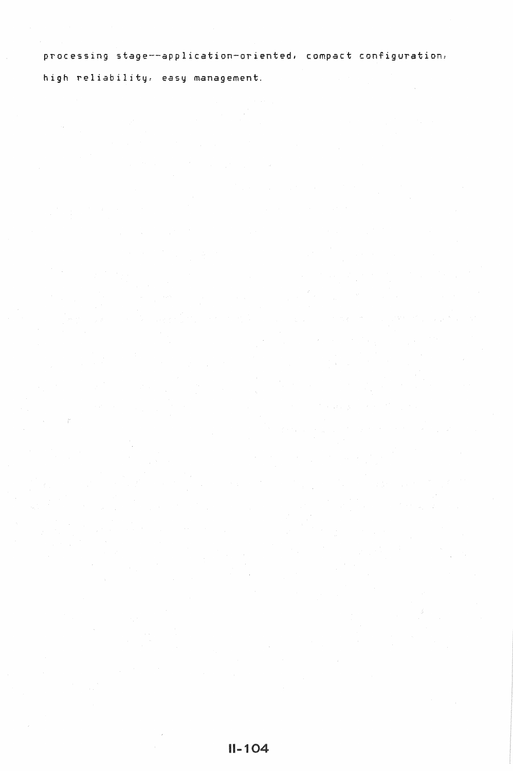processing stage--application-oriented, compact configuration, high reliability, easy management.